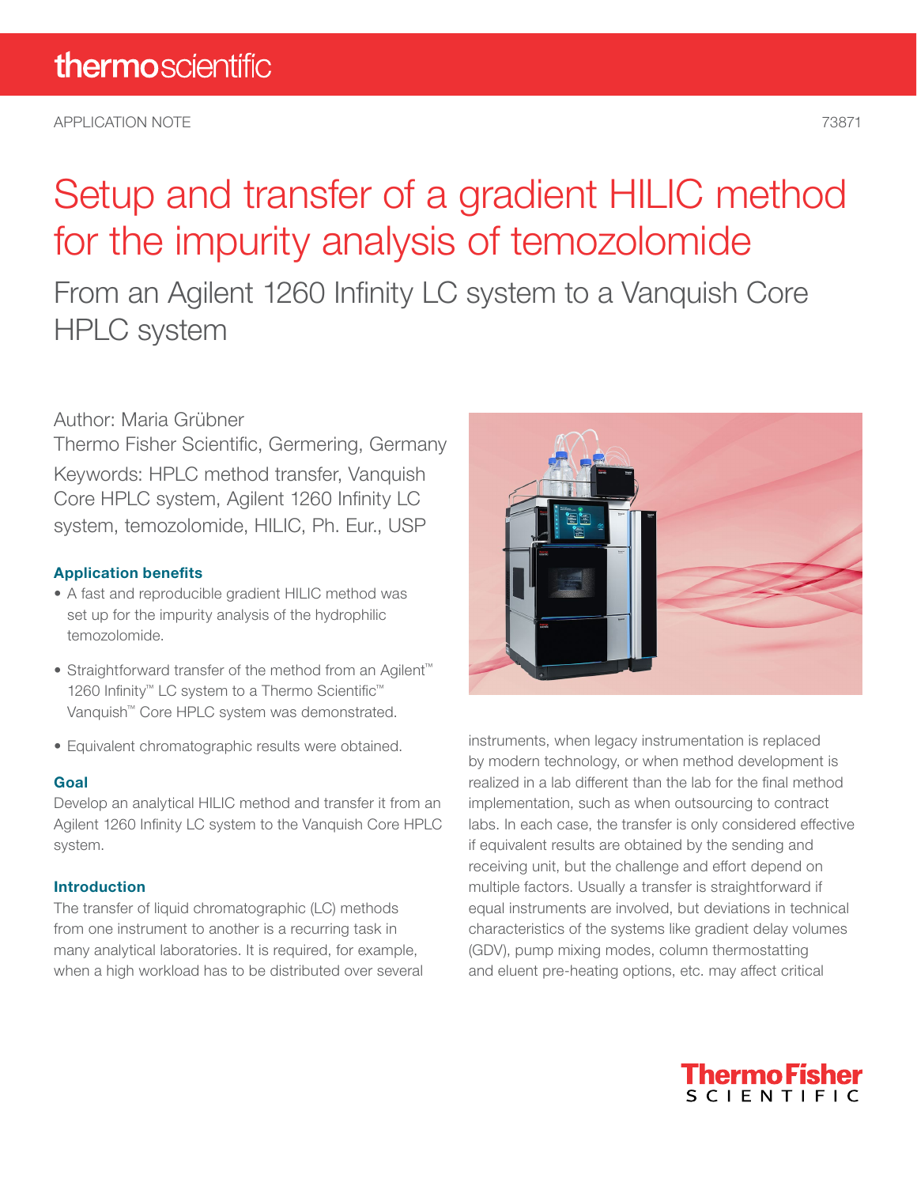thermoscientific

APPLICATION NOTE 73871

# Setup and transfer of a gradient HILIC method for the impurity analysis of temozolomide

## From an Agilent 1260 Infinity LC system to a Vanquish Core HPLC system

Author: Maria Grübner

Thermo Fisher Scientific, Germering, Germany

Keywords: HPLC method transfer, Vanquish Core HPLC system, Agilent 1260 Infinity LC system, temozolomide, HILIC, Ph. Eur., USP

### Application benefits

- A fast and reproducible gradient HILIC method was set up for the impurity analysis of the hydrophilic temozolomide.
- Straightforward transfer of the method from an Agilent™ 1260 Infinity™ LC system to a Thermo Scientific™ Vanquish™ Core HPLC system was demonstrated.
- Equivalent chromatographic results were obtained.

### Goal

Develop an analytical HILIC method and transfer it from an Agilent 1260 Infinity LC system to the Vanquish Core HPLC system.

### Introduction

The transfer of liquid chromatographic (LC) methods from one instrument to another is a recurring task in many analytical laboratories. It is required, for example, when a high workload has to be distributed over several instruments, when legacy instrumentation is replaced by modern technology, or when method development is realized in a lab different than the lab for the final method implementation, such as when outsourcing to contract labs. In each case, the transfer is only considered effective if equivalent results are obtained by the sending and receiving unit, but the challenge and effort depend on multiple factors. Usually a transfer is straightforward if equal instruments are involved, but deviations in technical characteristics of the systems like gradient delay volumes (GDV), pump mixing modes, column thermostatting and eluent pre-heating options, etc. may affect critical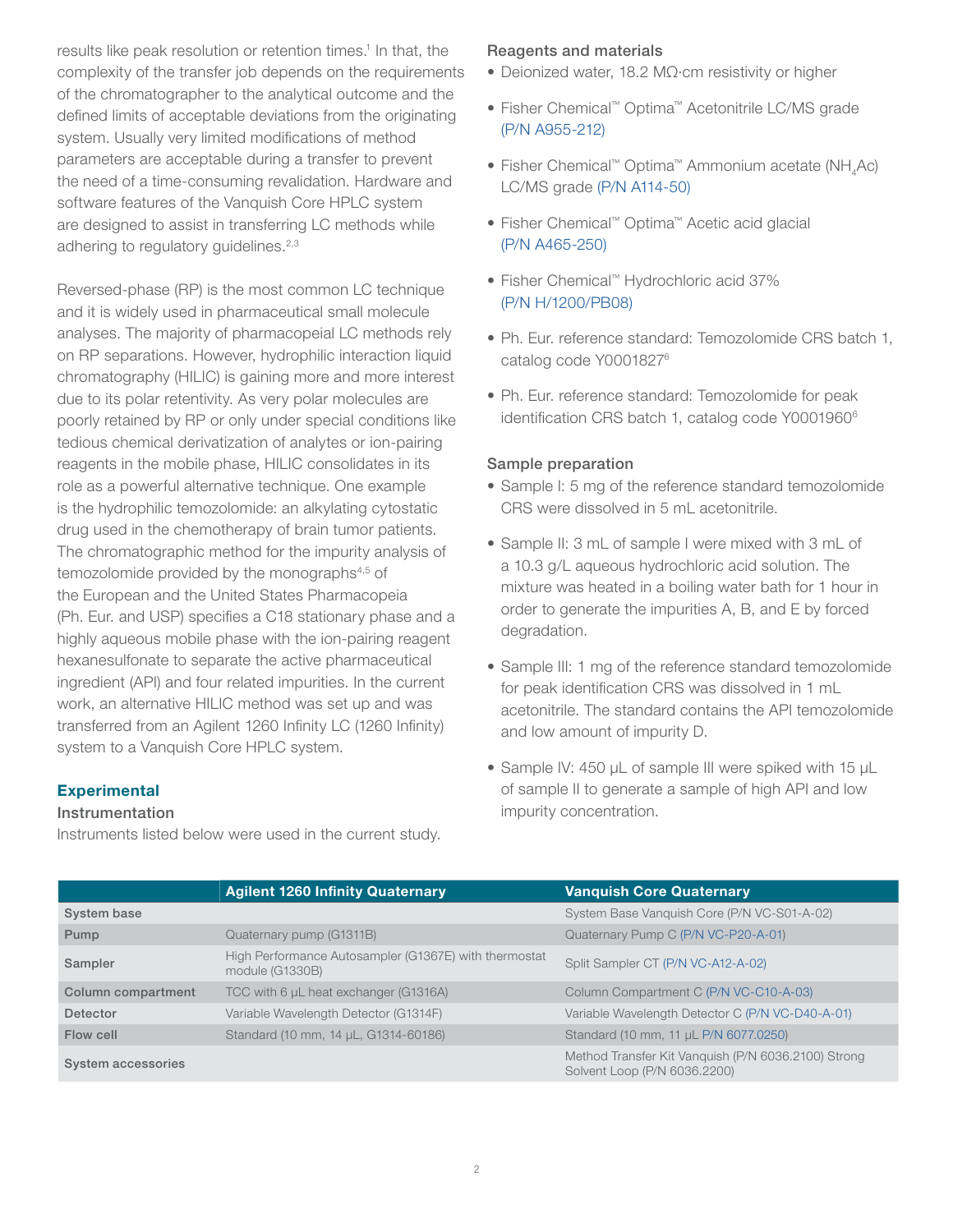results like peak resolution or retention times.[1] In that, the complexity of the transfer job depends on the requirements of the chromatographer to the analytical outcome and the defined limits of acceptable deviations from the originating system. Usually very limited modifications of method parameters are acceptable during a transfer to prevent the need of a time-consuming revalidation. Hardware and software features of the Vanquish Core HPLC system are designed to assist in transferring LC methods while adhering to regulatory guidelines.[2,3]

Reversed-phase (RP) is the most common LC technique and it is widely used in pharmaceutical small molecule analyses. The majority of pharmacopeial LC methods rely on RP separations. However, hydrophilic interaction liquid chromatography (HILIC) is gaining more and more interest due to its polar retentivity. As very polar molecules are poorly retained by RP or only under special conditions like tedious chemical derivatization of analytes or ion-pairing reagents in the mobile phase, HILIC consolidates in its role as a powerful alternative technique. One example is the hydrophilic temozolomide: an alkylating cytostatic drug used in the chemotherapy of brain tumor patients. The chromatographic method for the impurity analysis of temozolomide provided by the monographs[4,5] of the European and the United States Pharmacopeia (Ph. Eur. and USP) specifies a C18 stationary phase and a highly aqueous mobile phase with the ion-pairing reagent hexanesulfonate to separate the active pharmaceutical ingredient (API) and four related impurities. In the current work, an alternative HILIC method was set up and was transferred from an Agilent 1260 Infinity LC (1260 Infinity) system to a Vanquish Core HPLC system.

## Experimental

### Instrumentation

Instruments listed below were used in the current study.

|  | Agilent 1260 Infinity Quaternary | Vanquish Core Quaternary |
|---|---|---|
| System base |  | System Base Vanquish Core (P/N VC-S01-A-02) |
| Pump | Quaternary pump (G1311B) | Quaternary Pump C (P/N VC-P20-A-01) |
| Sampler | High Performance Autosampler (G1367E) with thermostat module (G1330B) | Split Sampler CT (P/N VC-A12-A-02) |
| Column compartment | TCC with 6 µL heat exchanger (G1316A) | Column Compartment C (P/N VC-C10-A-03) |
| Detector | Variable Wavelength Detector (G1314F) | Variable Wavelength Detector C (P/N VC-D40-A-01) |
| Flow cell | Standard (10 mm, 14 µL, G1314-60186) | Standard (10 mm, 11 µL P/N 6077.0250) |
| System accessories |  | Method Transfer Kit Vanquish (P/N 6036.2100) Strong Solvent Loop (P/N 6036.2200) |

### Reagents and materials

- Deionized water, 18.2 MΩ·cm resistivity or higher
- Fisher Chemical™ Optima™ Acetonitrile LC/MS grade (P/N A955-212)
- Fisher Chemical™ Optima™ Ammonium acetate ($NH_4Ac$) LC/MS grade (P/N A114-50)
- Fisher Chemical™ Optima™ Acetic acid glacial (P/N A465-250)
- Fisher Chemical™ Hydrochloric acid 37% (P/N H/1200/PB08)
- Ph. Eur. reference standard: Temozolomide CRS batch 1, catalog code Y0001827[6]
- Ph. Eur. reference standard: Temozolomide for peak identification CRS batch 1, catalog code Y0001960[6]

### Sample preparation

- Sample I: 5 mg of the reference standard temozolomide CRS were dissolved in 5 mL acetonitrile.
- Sample II: 3 mL of sample I were mixed with 3 mL of a 10.3 g/L aqueous hydrochloric acid solution. The mixture was heated in a boiling water bath for 1 hour in order to generate the impurities A, B, and E by forced degradation.
- Sample III: 1 mg of the reference standard temozolomide for peak identification CRS was dissolved in 1 mL acetonitrile. The standard contains the API temozolomide and low amount of impurity D.
- Sample IV: 450 µL of sample III were spiked with 15 µL of sample II to generate a sample of high API and low impurity concentration.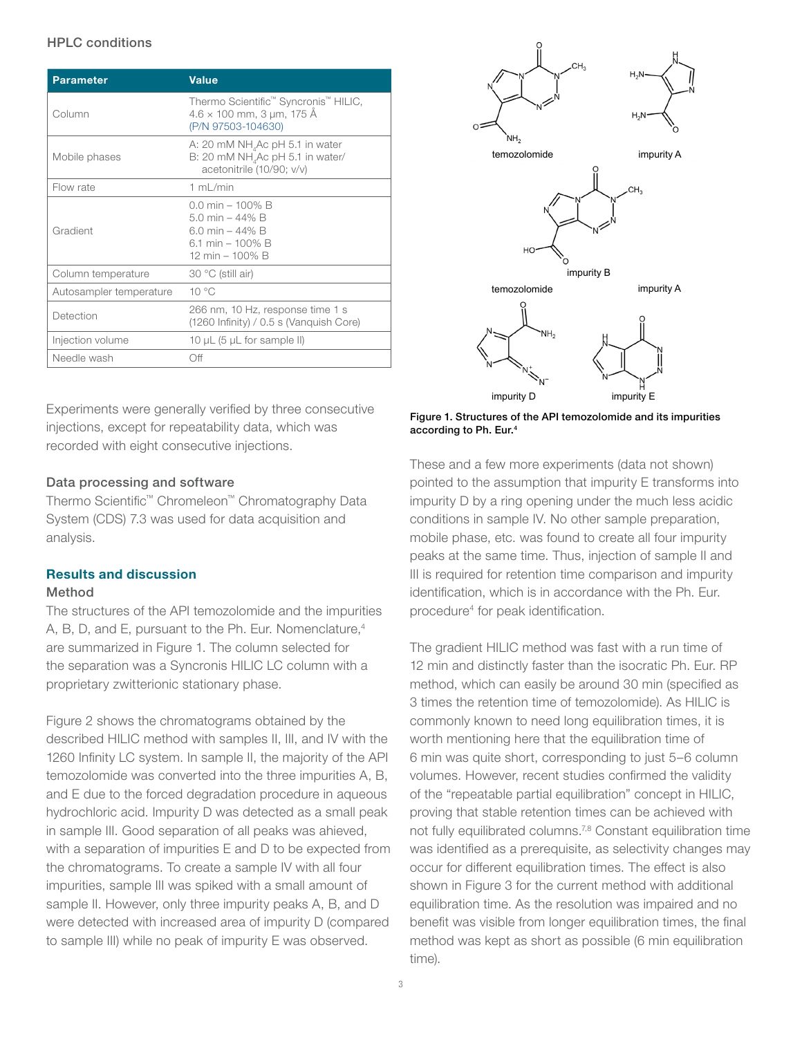### HPLC conditions

| Parameter | Value |
|---|---|
| Column | Thermo Scientific™ Syncronis™ HILIC, 4.6 × 100 mm, 3 µm, 175 Å (P/N 97503-104630) |
| Mobile phases | A: 20 mM $NH_4Ac$ pH 5.1 in water<br>B: 20 mM $NH_4Ac$ pH 5.1 in water/ acetonitrile (10/90; v/v) |
| Flow rate | 1 mL/min |
| Gradient | 0.0 min – 100% B<br>5.0 min – 44% B<br>6.0 min – 44% B<br>6.1 min – 100% B<br>12 min – 100% B |
| Column temperature | 30 °C (still air) |
| Autosampler temperature | 10 °C |
| Detection | 266 nm, 10 Hz, response time 1 s (1260 Infinity) / 0.5 s (Vanquish Core) |
| Injection volume | 10 µL (5 µL for sample II) |
| Needle wash | Off |

Experiments were generally verified by three consecutive injections, except for repeatability data, which was recorded with eight consecutive injections.

### Data processing and software

Thermo Scientific™ Chromeleon™ Chromatography Data System (CDS) 7.3 was used for data acquisition and analysis.

## Results and discussion

### Method

The structures of the API temozolomide and the impurities A, B, D, and E, pursuant to the Ph. Eur. Nomenclature,[4] are summarized in Figure 1. The column selected for the separation was a Syncronis HILIC LC column with a proprietary zwitterionic stationary phase.

Figure 2 shows the chromatograms obtained by the described HILIC method with samples II, III, and IV with the 1260 Infinity LC system. In sample II, the majority of the API temozolomide was converted into the three impurities A, B, and E due to the forced degradation procedure in aqueous hydrochloric acid. Impurity D was detected as a small peak in sample III. Good separation of all peaks was ahieved, with a separation of impurities E and D to be expected from the chromatograms. To create a sample IV with all four impurities, sample III was spiked with a small amount of sample II. However, only three impurity peaks A, B, and D were detected with increased area of impurity D (compared to sample III) while no peak of impurity E was observed.

temozolomide

impurity A

impurity B

impurity D

impurity E

**Figure 1. Structures of the API temozolomide and its impurities according to Ph. Eur.[4]**

These and a few more experiments (data not shown) pointed to the assumption that impurity E transforms into impurity D by a ring opening under the much less acidic conditions in sample IV. No other sample preparation, mobile phase, etc. was found to create all four impurity peaks at the same time. Thus, injection of sample II and III is required for retention time comparison and impurity identification, which is in accordance with the Ph. Eur. procedure[4] for peak identification.

The gradient HILIC method was fast with a run time of 12 min and distinctly faster than the isocratic Ph. Eur. RP method, which can easily be around 30 min (specified as 3 times the retention time of temozolomide). As HILIC is commonly known to need long equilibration times, it is worth mentioning here that the equilibration time of 6 min was quite short, corresponding to just 5–6 column volumes. However, recent studies confirmed the validity of the "repeatable partial equilibration" concept in HILIC, proving that stable retention times can be achieved with not fully equilibrated columns.[7,8] Constant equilibration time was identified as a prerequisite, as selectivity changes may occur for different equilibration times. The effect is also shown in Figure 3 for the current method with additional equilibration time. As the resolution was impaired and no benefit was visible from longer equilibration times, the final method was kept as short as possible (6 min equilibration time).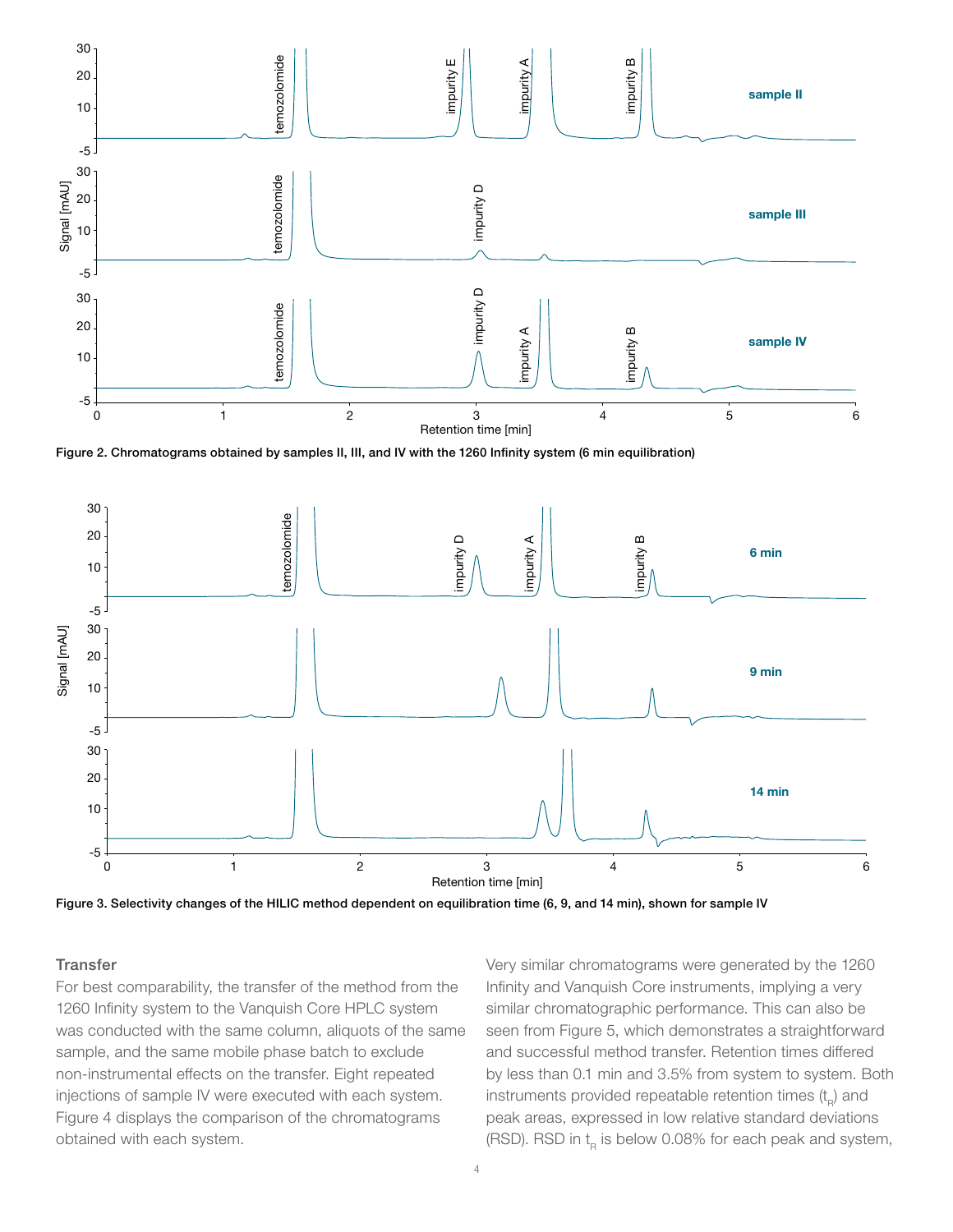Figure 2. Chromatograms obtained by samples II, III, and IV with the 1260 Infinity system (6 min equilibration)

Figure 3. Selectivity changes of the HILIC method dependent on equilibration time (6, 9, and 14 min), shown for sample IV

### Transfer

For best comparability, the transfer of the method from the 1260 Infinity system to the Vanquish Core HPLC system was conducted with the same column, aliquots of the same sample, and the same mobile phase batch to exclude non-instrumental effects on the transfer. Eight repeated injections of sample IV were executed with each system. Figure 4 displays the comparison of the chromatograms obtained with each system.

Very similar chromatograms were generated by the 1260 Infinity and Vanquish Core instruments, implying a very similar chromatographic performance. This can also be seen from Figure 5, which demonstrates a straightforward and successful method transfer. Retention times differed by less than 0.1 min and 3.5% from system to system. Both instruments provided repeatable retention times ($t_R$) and peak areas, expressed in low relative standard deviations (RSD). RSD in $t_R$ is below 0.08% for each peak and system,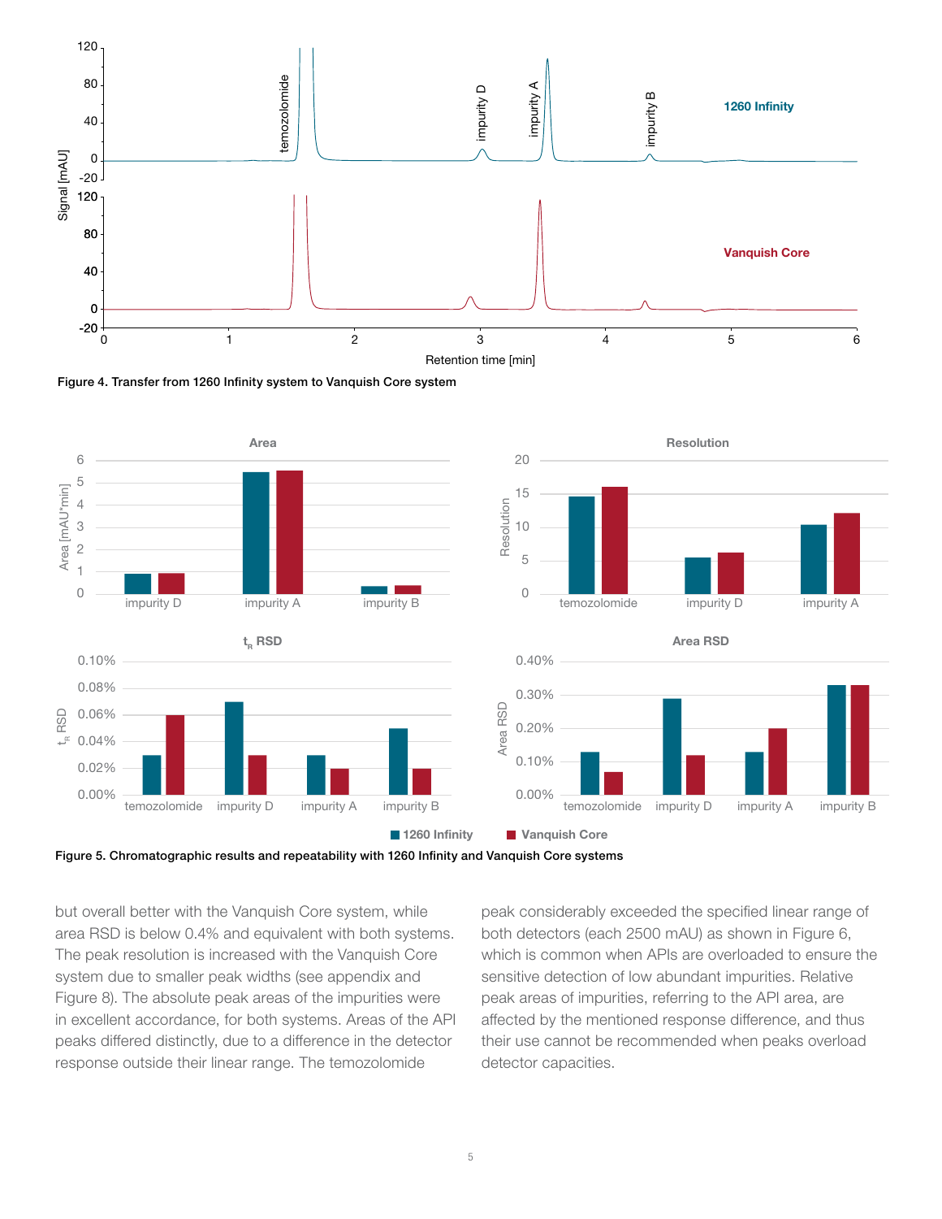Figure 4. Transfer from 1260 Infinity system to Vanquish Core system

Figure 5. Chromatographic results and repeatability with 1260 Infinity and Vanquish Core systems

but overall better with the Vanquish Core system, while area RSD is below 0.4% and equivalent with both systems. The peak resolution is increased with the Vanquish Core system due to smaller peak widths (see appendix and Figure 8). The absolute peak areas of the impurities were in excellent accordance, for both systems. Areas of the API peaks differed distinctly, due to a difference in the detector response outside their linear range. The temozolomide peak considerably exceeded the specified linear range of both detectors (each 2500 mAU) as shown in Figure 6, which is common when APIs are overloaded to ensure the sensitive detection of low abundant impurities. Relative peak areas of impurities, referring to the API area, are affected by the mentioned response difference, and thus their use cannot be recommended when peaks overload detector capacities.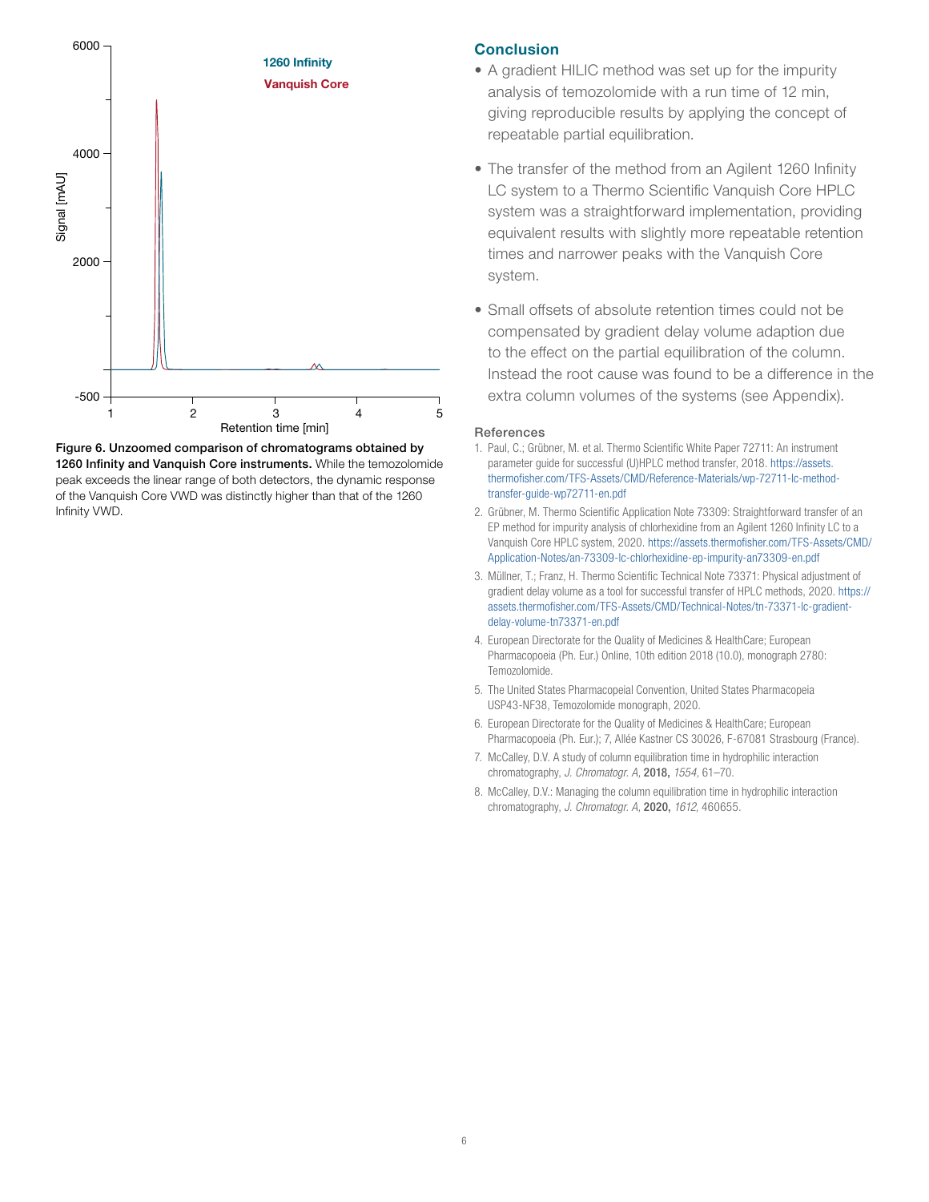Figure 6. Unzoomed comparison of chromatograms obtained by 1260 Infinity and Vanquish Core instruments. While the temozolomide peak exceeds the linear range of both detectors, the dynamic response of the Vanquish Core VWD was distinctly higher than that of the 1260 Infinity VWD.

## Conclusion

- A gradient HILIC method was set up for the impurity analysis of temozolomide with a run time of 12 min, giving reproducible results by applying the concept of repeatable partial equilibration.
- The transfer of the method from an Agilent 1260 Infinity LC system to a Thermo Scientific Vanquish Core HPLC system was a straightforward implementation, providing equivalent results with slightly more repeatable retention times and narrower peaks with the Vanquish Core system.
- Small offsets of absolute retention times could not be compensated by gradient delay volume adaption due to the effect on the partial equilibration of the column. Instead the root cause was found to be a difference in the extra column volumes of the systems (see Appendix).

### References

1. Paul, C.; Grübner, M. et al. Thermo Scientific White Paper 72711: An instrument parameter guide for successful (U)HPLC method transfer, 2018. https://assets.thermofisher.com/TFS-Assets/CMD/Reference-Materials/wp-72711-lc-method-transfer-guide-wp72711-en.pdf
2. Grübner, M. Thermo Scientific Application Note 73309: Straightforward transfer of an EP method for impurity analysis of chlorhexidine from an Agilent 1260 Infinity LC to a Vanquish Core HPLC system, 2020. https://assets.thermofisher.com/TFS-Assets/CMD/Application-Notes/an-73309-lc-chlorhexidine-ep-impurity-an73309-en.pdf
3. Müllner, T.; Franz, H. Thermo Scientific Technical Note 73371: Physical adjustment of gradient delay volume as a tool for successful transfer of HPLC methods, 2020. https://assets.thermofisher.com/TFS-Assets/CMD/Technical-Notes/tn-73371-lc-gradient-delay-volume-tn73371-en.pdf
4. European Directorate for the Quality of Medicines & HealthCare; European Pharmacopoeia (Ph. Eur.) Online, 10th edition 2018 (10.0), monograph 2780: Temozolomide.
5. The United States Pharmacopeial Convention, United States Pharmacopeia USP43-NF38, Temozolomide monograph, 2020.
6. European Directorate for the Quality of Medicines & HealthCare; European Pharmacopoeia (Ph. Eur.); 7, Allée Kastner CS 30026, F-67081 Strasbourg (France).
7. McCalley, D.V. A study of column equilibration time in hydrophilic interaction chromatography, *J. Chromatogr. A,* **2018,** *1554,* 61–70.
8. McCalley, D.V.: Managing the column equilibration time in hydrophilic interaction chromatography, *J. Chromatogr. A,* **2020,** *1612,* 460655.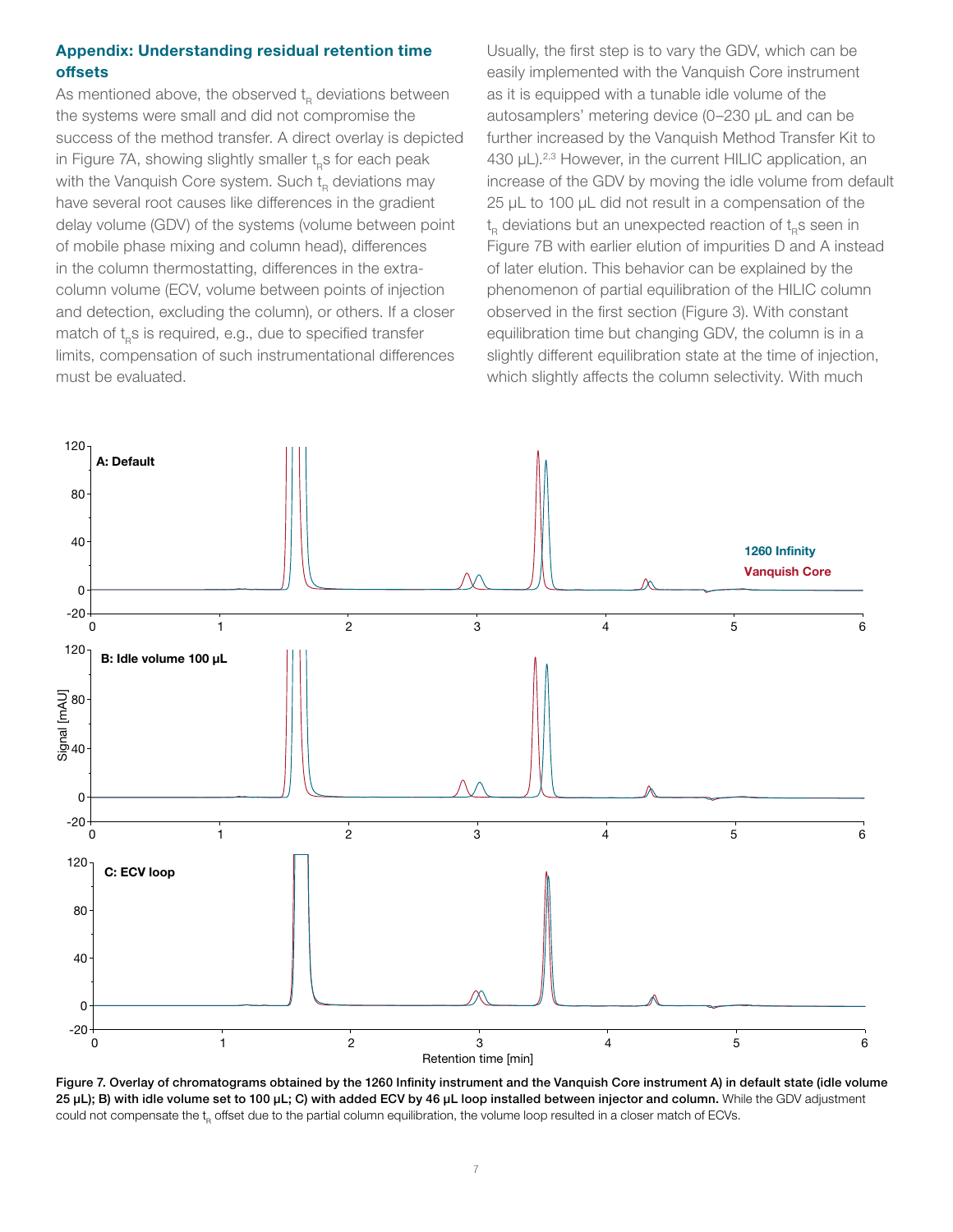## Appendix: Understanding residual retention time offsets

As mentioned above, the observed $t_R$ deviations between the systems were small and did not compromise the success of the method transfer. A direct overlay is depicted in Figure 7A, showing slightly smaller $t_R$s for each peak with the Vanquish Core system. Such $t_R$ deviations may have several root causes like differences in the gradient delay volume (GDV) of the systems (volume between point of mobile phase mixing and column head), differences in the column thermostatting, differences in the extra-column volume (ECV, volume between points of injection and detection, excluding the column), or others. If a closer match of $t_R$s is required, e.g., due to specified transfer limits, compensation of such instrumentational differences must be evaluated.

Usually, the first step is to vary the GDV, which can be easily implemented with the Vanquish Core instrument as it is equipped with a tunable idle volume of the autosamplers' metering device (0–230 µL and can be further increased by the Vanquish Method Transfer Kit to 430 µL).[2,3] However, in the current HILIC application, an increase of the GDV by moving the idle volume from default 25 µL to 100 µL did not result in a compensation of the $t_R$ deviations but an unexpected reaction of $t_R$s seen in Figure 7B with earlier elution of impurities D and A instead of later elution. This behavior can be explained by the phenomenon of partial equilibration of the HILIC column observed in the first section (Figure 3). With constant equilibration time but changing GDV, the column is in a slightly different equilibration state at the time of injection, which slightly affects the column selectivity. With much

**Figure 7. Overlay of chromatograms obtained by the 1260 Infinity instrument and the Vanquish Core instrument A) in default state (idle volume 25 µL); B) with idle volume set to 100 µL; C) with added ECV by 46 µL loop installed between injector and column.** While the GDV adjustment could not compensate the $t_R$ offset due to the partial column equilibration, the volume loop resulted in a closer match of ECVs.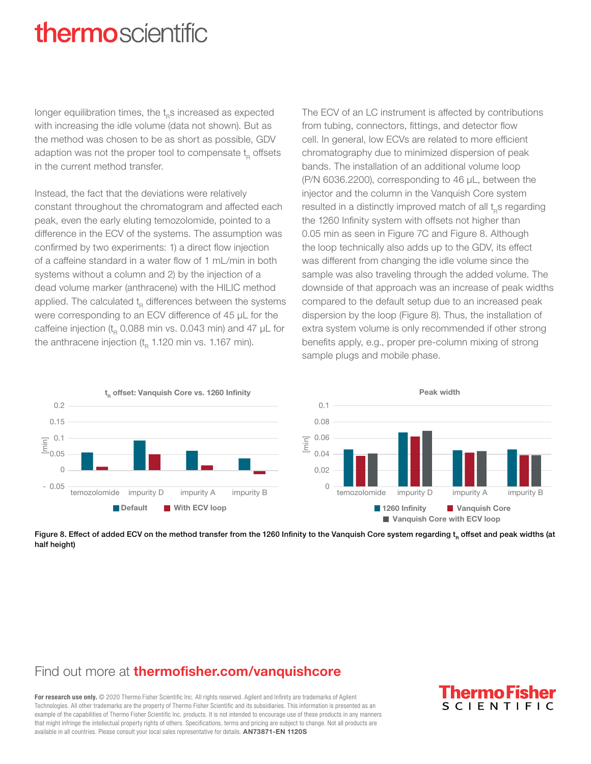longer equilibration times, the $t_R$s increased as expected with increasing the idle volume (data not shown). But as the method was chosen to be as short as possible, GDV adaption was not the proper tool to compensate $t_R$ offsets in the current method transfer.

Instead, the fact that the deviations were relatively constant throughout the chromatogram and affected each peak, even the early eluting temozolomide, pointed to a difference in the ECV of the systems. The assumption was confirmed by two experiments: 1) a direct flow injection of a caffeine standard in a water flow of 1 mL/min in both systems without a column and 2) by the injection of a dead volume marker (anthracene) with the HILIC method applied. The calculated $t_R$ differences between the systems were corresponding to an ECV difference of 45 µL for the caffeine injection ($t_R$ 0.088 min vs. 0.043 min) and 47 µL for the anthracene injection ($t_R$ 1.120 min vs. 1.167 min).

The ECV of an LC instrument is affected by contributions from tubing, connectors, fittings, and detector flow cell. In general, low ECVs are related to more efficient chromatography due to minimized dispersion of peak bands. The installation of an additional volume loop (P/N 6036.2200), corresponding to 46 µL, between the injector and the column in the Vanquish Core system resulted in a distinctly improved match of all $t_R$s regarding the 1260 Infinity system with offsets not higher than 0.05 min as seen in Figure 7C and Figure 8. Although the loop technically also adds up to the GDV, its effect was different from changing the idle volume since the sample was also traveling through the added volume. The downside of that approach was an increase of peak widths compared to the default setup due to an increased peak dispersion by the loop (Figure 8). Thus, the installation of extra system volume is only recommended if other strong benefits apply, e.g., proper pre-column mixing of strong sample plugs and mobile phase.

$t_R$ offset: Vanquish Core vs. 1260 Infinity

[min]

0.2
0.15
0.1
0.05
0
- 0.05

temozolomide, impurity D, impurity A, impurity B

Default, With ECV loop

Peak width

[min]

0.1
0.08
0.06
0.04
0.02
0

temozolomide, impurity D, impurity A, impurity B

1260 Infinity, Vanquish Core, Vanquish Core with ECV loop

**Figure 8. Effect of added ECV on the method transfer from the 1260 Infinity to the Vanquish Core system regarding $t_R$ offset and peak widths (at half height)**

Find out more at **thermofisher.com/vanquishcore**

**For research use only.** © 2020 Thermo Fisher Scientific Inc. All rights reserved. Agilent and Infinity are trademarks of Agilent Technologies. All other trademarks are the property of Thermo Fisher Scientific and its subsidiaries. This information is presented as an example of the capabilities of Thermo Fisher Scientific Inc. products. It is not intended to encourage use of these products in any manners that might infringe the intellectual property rights of others. Specifications, terms and pricing are subject to change. Not all products are available in all countries. Please consult your local sales representative for details. **AN73871-EN 1120S**